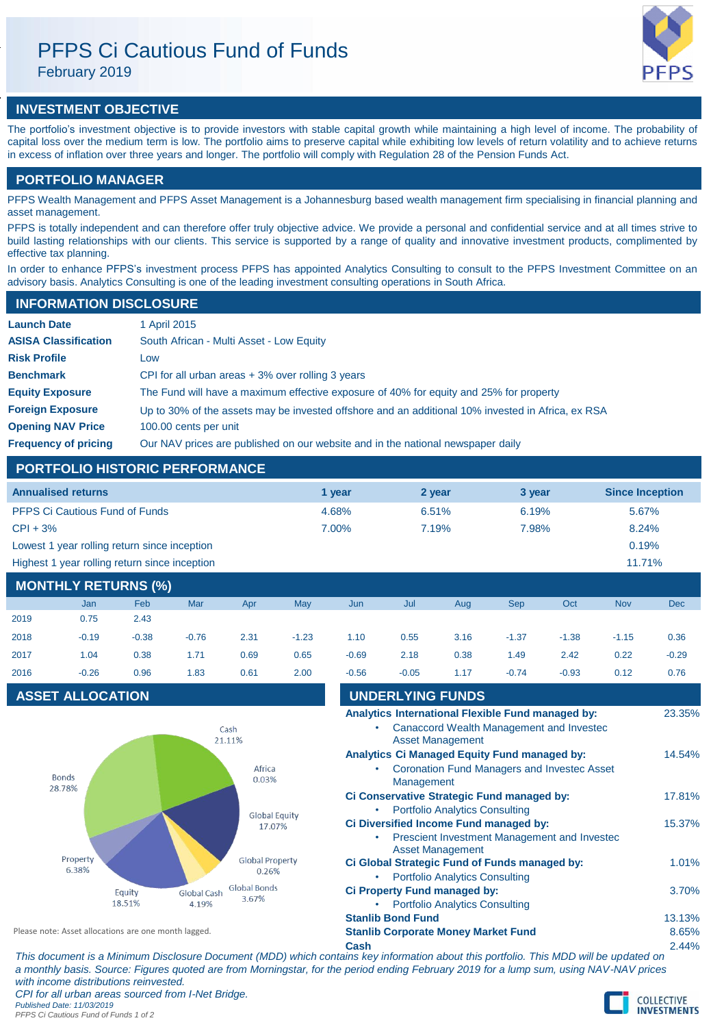# PFPS Ci Cautious Fund of Funds

February 2019

## INVESTMENT OBJECTIVE

The portfolio's investment objective is to provide investors with stable capital growth while maintaining a high level of income. The probability of capital loss over the medium term is low. The portfolio aims to preserve capital while exhibiting low levels of return volatility and to achieve returns in excess of inflation over three years and longer. The portfolio will comply with Regulation 28 of the Pension Funds Act.

## PORTFOLIO MANAGER

PFPS Wealth Management and PFPS Asset Management is a Johannesburg based wealth management firm specialising in financial planning and asset management.

PFPS is totally independent and can therefore offer truly objective advice. We provide a personal and confidential service and at all times strive to build lasting relationships with our clients. This service is supported by a range of quality and innovative investment products, complimented by effective tax planning.

In order to enhance PFPS's investment process PFPS has appointed Analytics Consulting to consult to the PFPS Investment Committee on an advisory basis. Analytics Consulting is one of the leading investment consulting operations in South Africa.

## INFORMATION DISCLOSURE

| | |
|---|---|
| **Launch Date** | 1 April 2015 |
| **ASISA Classification** | South African - Multi Asset - Low Equity |
| **Risk Profile** | Low |
| **Benchmark** | CPI for all urban areas + 3% over rolling 3 years |
| **Equity Exposure** | The Fund will have a maximum effective exposure of 40% for equity and 25% for property |
| **Foreign Exposure** | Up to 30% of the assets may be invested offshore and an additional 10% invested in Africa, ex RSA |
| **Opening NAV Price** | 100.00 cents per unit |
| **Frequency of pricing** | Our NAV prices are published on our website and in the national newspaper daily |

## PORTFOLIO HISTORIC PERFORMANCE

| Annualised returns | 1 year | 2 year | 3 year | Since Inception |
|---|---|---|---|---|
| PFPS Ci Cautious Fund of Funds | 4.68% | 6.51% | 6.19% | 5.67% |
| CPI + 3% | 7.00% | 7.19% | 7.98% | 8.24% |
| Lowest 1 year rolling return since inception | | | | 0.19% |
| Highest 1 year rolling return since inception | | | | 11.71% |

## MONTHLY RETURNS (%)

| | Jan | Feb | Mar | Apr | May | Jun | Jul | Aug | Sep | Oct | Nov | Dec |
|---|---|---|---|---|---|---|---|---|---|---|---|---|
| 2019 | 0.75 | 2.43 | | | | | | | | | | |
| 2018 | -0.19 | -0.38 | -0.76 | 2.31 | -1.23 | 1.10 | 0.55 | 3.16 | -1.37 | -1.38 | -1.15 | 0.36 |
| 2017 | 1.04 | 0.38 | 1.71 | 0.69 | 0.65 | -0.69 | 2.18 | 0.38 | 1.49 | 2.42 | 0.22 | -0.29 |
| 2016 | -0.26 | 0.96 | 1.83 | 0.61 | 2.00 | -0.56 | -0.05 | 1.17 | -0.74 | -0.93 | 0.12 | 0.76 |

## ASSET ALLOCATION

| Asset | Allocation |
|---|---|
| Cash | 21.11% |
| Africa | 0.03% |
| Global Equity | 17.07% |
| Global Property | 0.26% |
| Global Bonds | 3.67% |
| Global Cash | 4.19% |
| Equity | 18.51% |
| Property | 6.38% |
| Bonds | 28.78% |

Please note: Asset allocations are one month lagged.

## UNDERLYING FUNDS

| Fund | Weight |
|---|---|
| **Analytics International Flexible Fund managed by:** | 23.35% |
| • Canaccord Wealth Management and Investec Asset Management | |
| **Analytics Ci Managed Equity Fund managed by:** | 14.54% |
| • Coronation Fund Managers and Investec Asset Management | |
| **Ci Conservative Strategic Fund managed by:** | 17.81% |
| • Portfolio Analytics Consulting | |
| **Ci Diversified Income Fund managed by:** | 15.37% |
| • Prescient Investment Management and Investec Asset Management | |
| **Ci Global Strategic Fund of Funds managed by:** | 1.01% |
| • Portfolio Analytics Consulting | |
| **Ci Property Fund managed by:** | 3.70% |
| • Portfolio Analytics Consulting | |
| **Stanlib Bond Fund** | 13.13% |
| **Stanlib Corporate Money Market Fund** | 8.65% |
| **Cash** | 2.44% |

*This document is a Minimum Disclosure Document (MDD) which contains key information about this portfolio. This MDD will be updated on a monthly basis. Source: Figures quoted are from Morningstar, for the period ending February 2019 for a lump sum, using NAV-NAV prices with income distributions reinvested.*

*CPI for all urban areas sourced from I-Net Bridge.*

*Published Date: 11/03/2019*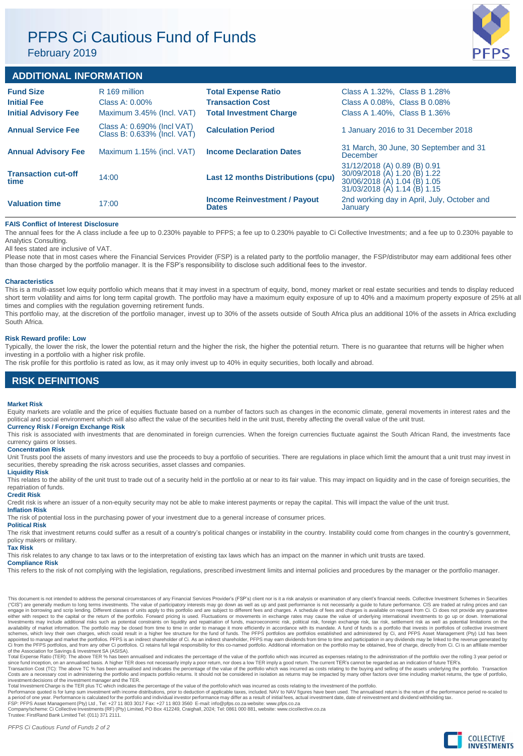# PFPS Ci Cautious Fund of Funds

February 2019

## ADDITIONAL INFORMATION

| | | | |
|---|---|---|---|
| **Fund Size** | R 169 million | **Total Expense Ratio** | Class A 1.32%, Class B 1.28% |
| **Initial Fee** | Class A: 0.00% | **Transaction Cost** | Class A 0.08%, Class B 0.08% |
| **Initial Advisory Fee** | Maximum 3.45% (Incl. VAT) | **Total Investment Charge** | Class A 1.40%, Class B 1.36% |
| **Annual Service Fee** | Class A: 0.690% (Incl VAT) Class B: 0.633% (Incl. VAT) | **Calculation Period** | 1 January 2016 to 31 December 2018 |
| **Annual Advisory Fee** | Maximum 1.15% (incl. VAT) | **Income Declaration Dates** | 31 March, 30 June, 30 September and 31 December |
| **Transaction cut-off time** | 14:00 | **Last 12 months Distributions (cpu)** | 31/12/2018 (A) 0.89 (B) 0.91<br>30/09/2018 (A) 1.20 (B) 1.22<br>30/06/2018 (A) 1.04 (B) 1.05<br>31/03/2018 (A) 1.14 (B) 1.15 |
| **Valuation time** | 17:00 | **Income Reinvestment / Payout Dates** | 2nd working day in April, July, October and January |

**FAIS Conflict of Interest Disclosure**

The annual fees for the A class include a fee up to 0.230% payable to PFPS; a fee up to 0.230% payable to Ci Collective Investments; and a fee up to 0.230% payable to Analytics Consulting.

All fees stated are inclusive of VAT.

Please note that in most cases where the Financial Services Provider (FSP) is a related party to the portfolio manager, the FSP/distributor may earn additional fees other than those charged by the portfolio manager. It is the FSP's responsibility to disclose such additional fees to the investor.

**Characteristics**

This is a multi-asset low equity portfolio which means that it may invest in a spectrum of equity, bond, money market or real estate securities and tends to display reduced short term volatility and aims for long term capital growth. The portfolio may have a maximum equity exposure of up to 40% and a maximum property exposure of 25% at all times and complies with the regulation governing retirement funds.

This portfolio may, at the discretion of the portfolio manager, invest up to 30% of the assets outside of South Africa plus an additional 10% of the assets in Africa excluding South Africa.

**Risk Reward profile: Low**

Typically, the lower the risk, the lower the potential return and the higher the risk, the higher the potential return. There is no guarantee that returns will be higher when investing in a portfolio with a higher risk profile.

The risk profile for this portfolio is rated as low, as it may only invest up to 40% in equity securities, both locally and abroad.

## RISK DEFINITIONS

**Market Risk**

Equity markets are volatile and the price of equities fluctuate based on a number of factors such as changes in the economic climate, general movements in interest rates and the political and social environment which will also affect the value of the securities held in the unit trust, thereby affecting the overall value of the unit trust.

**Currency Risk / Foreign Exchange Risk**

This risk is associated with investments that are denominated in foreign currencies. When the foreign currencies fluctuate against the South African Rand, the investments face currency gains or losses.

**Concentration Risk**

Unit Trusts pool the assets of many investors and use the proceeds to buy a portfolio of securities. There are regulations in place which limit the amount that a unit trust may invest in securities, thereby spreading the risk across securities, asset classes and companies.

**Liquidity Risk**

This relates to the ability of the unit trust to trade out of a security held in the portfolio at or near to its fair value. This may impact on liquidity and in the case of foreign securities, the repatriation of funds.

**Credit Risk**

Credit risk is where an issuer of a non-equity security may not be able to make interest payments or repay the capital. This will impact the value of the unit trust.

**Inflation Risk**

The risk of potential loss in the purchasing power of your investment due to a general increase of consumer prices.

**Political Risk**

The risk that investment returns could suffer as a result of a country's political changes or instability in the country. Instability could come from changes in the country's government, policy makers or military.

**Tax Risk**

This risk relates to any change to tax laws or to the interpretation of existing tax laws which has an impact on the manner in which unit trusts are taxed.

**Compliance Risk**

This refers to the risk of not complying with the legislation, regulations, prescribed investment limits and internal policies and procedures by the manager or the portfolio manager.

This document is not intended to address the personal circumstances of any Financial Services Provider's (FSP's) client nor is it a risk analysis or examination of any client's financial needs. Collective Investment Schemes in Securities ("CIS") are generally medium to long terms investments. The value of participatory interests may go down as well as up and past performance is not necessarily a guide to future performance. CIS are traded at ruling prices and can engage in borrowing and scrip lending. Different classes of units apply to this portfolio and are subject to different fees and charges. A schedule of fees and charges is available on request from Ci. Ci does not provide any guarantee either with respect to the capital or the return of the portfolio. Forward pricing is used. Fluctuations or movements in exchange rates may cause the value of underlying international investments to go up or down. International Investments may include additional risks such as potential constraints on liquidity and repatriation of funds, macroeconomic risk, political risk, foreign exchange risk, tax risk, settlement risk as well as potential limitations on the availability of market information. The portfolio may be closed from time to time in order to manage it more efficiently in accordance with its mandate. A fund of funds is a portfolio that invests in portfolios of collective investment schemes, which levy their own charges, which could result in a higher fee structure for the fund of funds. The PFPS portfolios are portfolios established and administered by Ci, and PFPS Asset Management (Pty) Ltd has been appointed to manage and market the portfolios. PFPS is an indirect shareholder of Ci. As an indirect shareholder, PFPS may earn dividends from time to time and participation in any dividends may be linked to the revenue generated by Ci from the PFPS portfolios, and from any other Ci portfolios. Ci retains full legal responsibility for this co-named portfolio. Additional information on the portfolio may be obtained, free of charge, directly from Ci. Ci is an affiliate member of the Association for Savings & Investment SA (ASISA).

Total Expense Ratio (TER): The above TER % has been annualised and indicates the percentage of the value of the portfolio which was incurred as expenses relating to the administration of the portfolio over the rolling 3 year period or since fund inception, on an annualised basis. A higher TER does not necessarily imply a poor return, nor does a low TER imply a good return. The current TER's cannot be regarded as an indication of future TER's.

Transaction Cost (TC): The above TC % has been annualised and indicates the percentage of the value of the portfolio which was incurred as costs relating to the buying and selling of the assets underlying the portfolio. Transaction Costs are a necessary cost in administering the portfolio and impacts portfolio returns. It should not be considered in isolation as returns may be impacted by many other factors over time including market returns, the type of portfolio, investment decisions of the investment manager and the TER.

Total Investment Charge is the TER plus TC which indicates the percentage of the value of the portfolio which was incurred as costs relating to the investment of the portfolio.

Performance quoted is for lump sum investment with income distributions, prior to deduction of applicable taxes, included. NAV to NAV figures have been used. The annualised return is the return of the performance period re-scaled to a period of one year. Performance is calculated for the portfolio and individual investor performance may differ as a result of initial fees, actual investment date, date of reinvestment and dividend withholding tax.

FSP: PFPS Asset Management (Pty) Ltd , Tel: +27 11 803 3017 Fax: +27 11 803 3560 E-mail: info@pfps.co.za website: www.pfps.co.za

Company/scheme: Ci Collective Investments (RF) (Pty) Limited, PO Box 412249, Craighall, 2024; Tel: 0861 000 881, website: www.cicollective.co.za

Trustee: FirstRand Bank Limited Tel: (011) 371 2111.